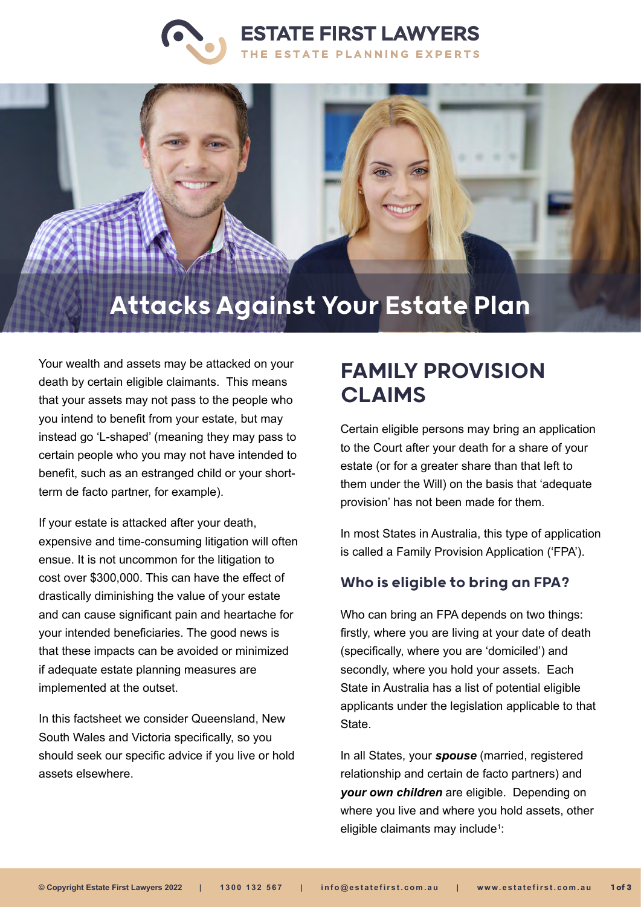ESTATE FIRST LAWYERS
THE ESTATE PLANNING EXPERTS

# Attacks Against Your Estate Plan

Your wealth and assets may be attacked on your death by certain eligible claimants. This means that your assets may not pass to the people who you intend to benefit from your estate, but may instead go 'L-shaped' (meaning they may pass to certain people who you may not have intended to benefit, such as an estranged child or your short-term de facto partner, for example).

If your estate is attacked after your death, expensive and time-consuming litigation will often ensue. It is not uncommon for the litigation to cost over $300,000. This can have the effect of drastically diminishing the value of your estate and can cause significant pain and heartache for your intended beneficiaries. The good news is that these impacts can be avoided or minimized if adequate estate planning measures are implemented at the outset.

In this factsheet we consider Queensland, New South Wales and Victoria specifically, so you should seek our specific advice if you live or hold assets elsewhere.

## FAMILY PROVISION CLAIMS

Certain eligible persons may bring an application to the Court after your death for a share of your estate (or for a greater share than that left to them under the Will) on the basis that 'adequate provision' has not been made for them.

In most States in Australia, this type of application is called a Family Provision Application ('FPA').

### Who is eligible to bring an FPA?

Who can bring an FPA depends on two things: firstly, where you are living at your date of death (specifically, where you are 'domiciled') and secondly, where you hold your assets. Each State in Australia has a list of potential eligible applicants under the legislation applicable to that State.

In all States, your ***spouse*** (married, registered relationship and certain de facto partners) and ***your own children*** are eligible. Depending on where you live and where you hold assets, other eligible claimants may include[1]: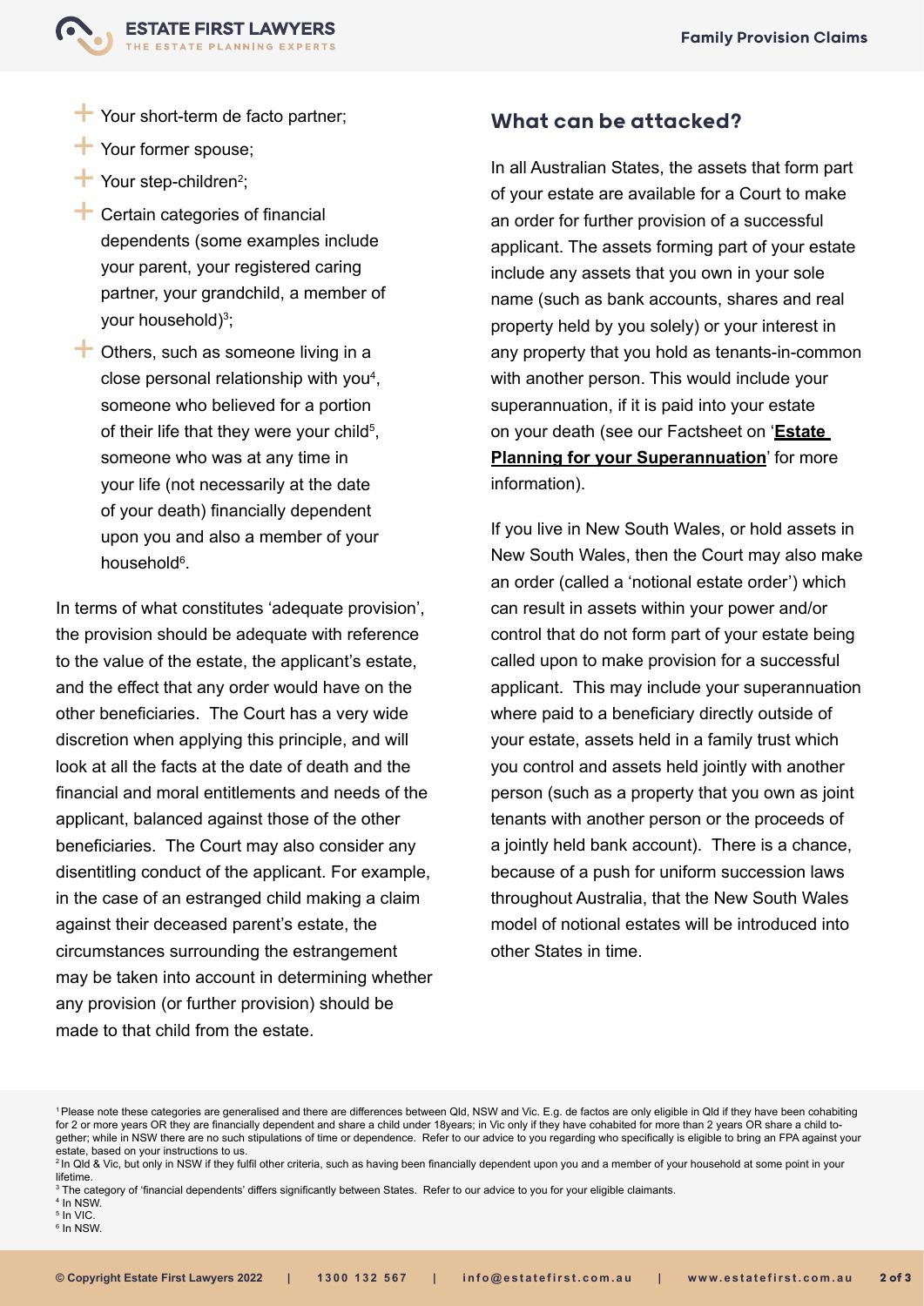- Your short-term de facto partner;
- Your former spouse;
- Your step-children[2];
- Certain categories of financial dependents (some examples include your parent, your registered caring partner, your grandchild, a member of your household)[3];
- Others, such as someone living in a close personal relationship with you[4], someone who believed for a portion of their life that they were your child[5], someone who was at any time in your life (not necessarily at the date of your death) financially dependent upon you and also a member of your household[6].

In terms of what constitutes 'adequate provision', the provision should be adequate with reference to the value of the estate, the applicant's estate, and the effect that any order would have on the other beneficiaries. The Court has a very wide discretion when applying this principle, and will look at all the facts at the date of death and the financial and moral entitlements and needs of the applicant, balanced against those of the other beneficiaries. The Court may also consider any disentitling conduct of the applicant. For example, in the case of an estranged child making a claim against their deceased parent's estate, the circumstances surrounding the estrangement may be taken into account in determining whether any provision (or further provision) should be made to that child from the estate.

## What can be attacked?

In all Australian States, the assets that form part of your estate are available for a Court to make an order for further provision of a successful applicant. The assets forming part of your estate include any assets that you own in your sole name (such as bank accounts, shares and real property held by you solely) or your interest in any property that you hold as tenants-in-common with another person. This would include your superannuation, if it is paid into your estate on your death (see our Factsheet on '**Estate Planning for your Superannuation**' for more information).

If you live in New South Wales, or hold assets in New South Wales, then the Court may also make an order (called a 'notional estate order') which can result in assets within your power and/or control that do not form part of your estate being called upon to make provision for a successful applicant. This may include your superannuation where paid to a beneficiary directly outside of your estate, assets held in a family trust which you control and assets held jointly with another person (such as a property that you own as joint tenants with another person or the proceeds of a jointly held bank account). There is a chance, because of a push for uniform succession laws throughout Australia, that the New South Wales model of notional estates will be introduced into other States in time.

---

[1] Please note these categories are generalised and there are differences between Qld, NSW and Vic. E.g. de factos are only eligible in Qld if they have been cohabiting for 2 or more years OR they are financially dependent and share a child under 18years; in Vic only if they have cohabited for more than 2 years OR share a child together; while in NSW there are no such stipulations of time or dependence. Refer to our advice to you regarding who specifically is eligible to bring an FPA against your estate, based on your instructions to us.

[2] In Qld & Vic, but only in NSW if they fulfil other criteria, such as having been financially dependent upon you and a member of your household at some point in your lifetime.

[3] The category of 'financial dependents' differs significantly between States. Refer to our advice to you for your eligible claimants.

[4] In NSW.

[5] In VIC.

[6] In NSW.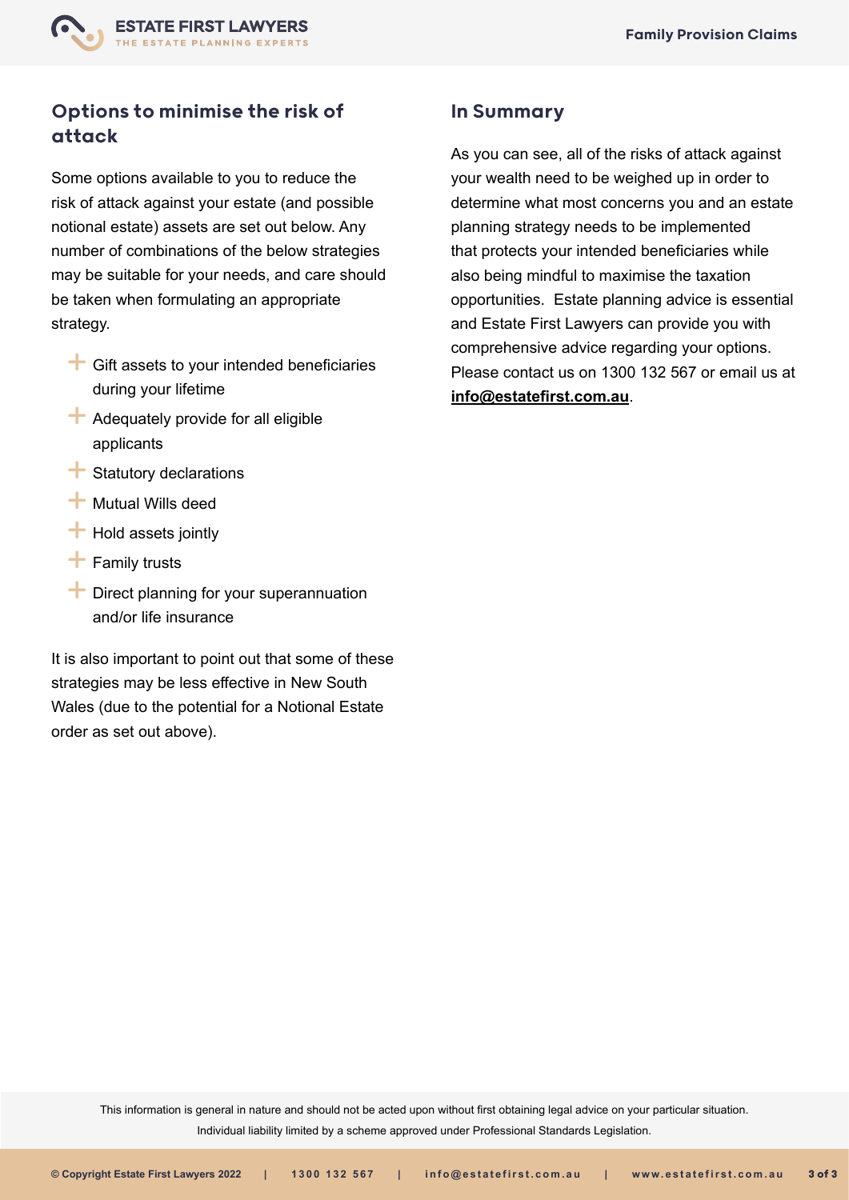## Options to minimise the risk of attack

Some options available to you to reduce the risk of attack against your estate (and possible notional estate) assets are set out below. Any number of combinations of the below strategies may be suitable for your needs, and care should be taken when formulating an appropriate strategy.

- Gift assets to your intended beneficiaries during your lifetime
- Adequately provide for all eligible applicants
- Statutory declarations
- Mutual Wills deed
- Hold assets jointly
- Family trusts
- Direct planning for your superannuation and/or life insurance

It is also important to point out that some of these strategies may be less effective in New South Wales (due to the potential for a Notional Estate order as set out above).

## In Summary

As you can see, all of the risks of attack against your wealth need to be weighed up in order to determine what most concerns you and an estate planning strategy needs to be implemented that protects your intended beneficiaries while also being mindful to maximise the taxation opportunities. Estate planning advice is essential and Estate First Lawyers can provide you with comprehensive advice regarding your options. Please contact us on 1300 132 567 or email us at **info@estatefirst.com.au**.

This information is general in nature and should not be acted upon without first obtaining legal advice on your particular situation.
Individual liability limited by a scheme approved under Professional Standards Legislation.